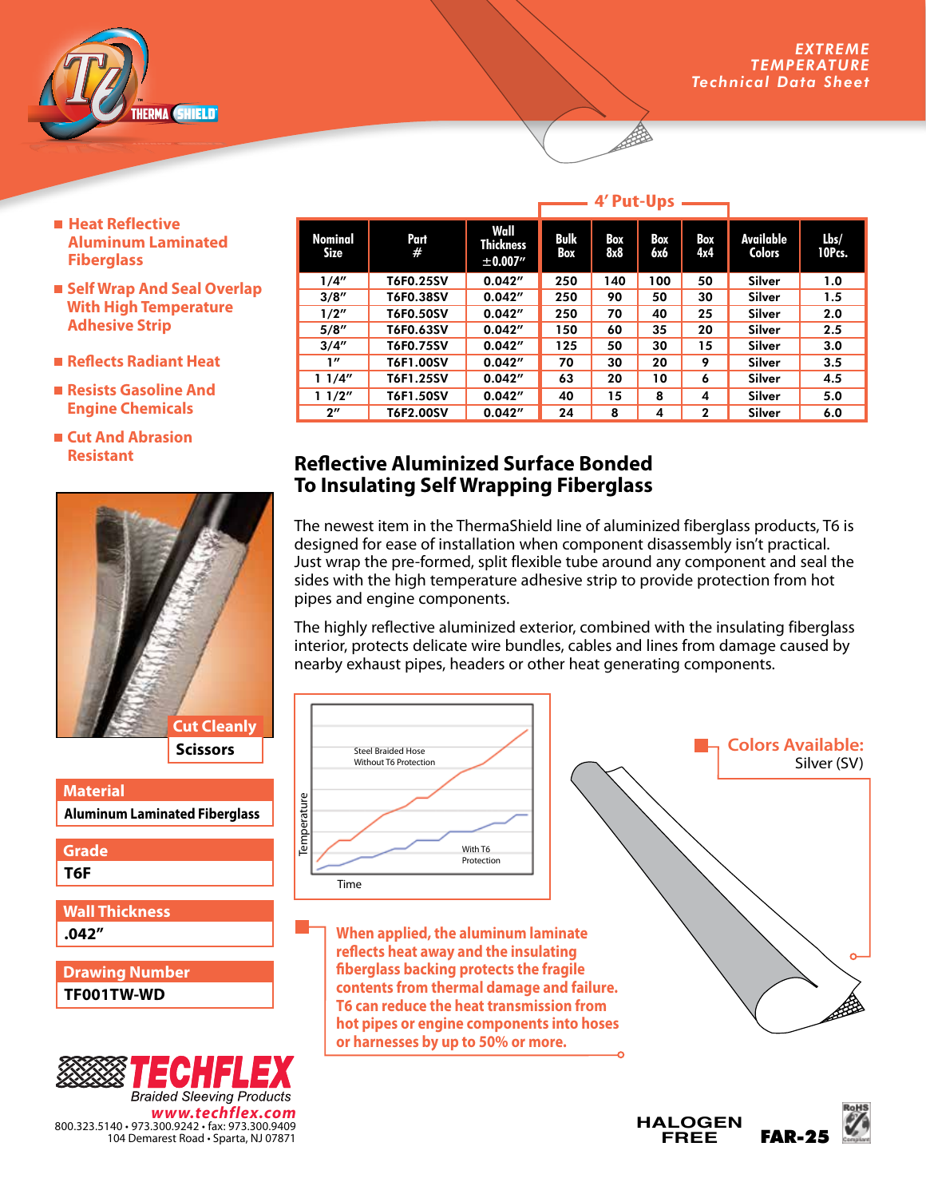EXTREME TEMPERATURE
Technical Data Sheet

- Heat Reflective Aluminum Laminated Fiberglass
- Self Wrap And Seal Overlap With High Temperature Adhesive Strip
- Reflects Radiant Heat
- Resists Gasoline And Engine Chemicals
- Cut And Abrasion Resistant

| Nominal Size | Part # | Wall Thickness ±0.007" | 4' Put-Ups Bulk Box | Box 8x8 | Box 6x6 | Box 4x4 | Available Colors | Lbs/ 10Pcs. |
|---|---|---|---|---|---|---|---|---|
| 1/4" | T6F0.25SV | 0.042" | 250 | 140 | 100 | 50 | Silver | 1.0 |
| 3/8" | T6F0.38SV | 0.042" | 250 | 90 | 50 | 30 | Silver | 1.5 |
| 1/2" | T6F0.50SV | 0.042" | 250 | 70 | 40 | 25 | Silver | 2.0 |
| 5/8" | T6F0.63SV | 0.042" | 150 | 60 | 35 | 20 | Silver | 2.5 |
| 3/4" | T6F0.75SV | 0.042" | 125 | 50 | 30 | 15 | Silver | 3.0 |
| 1" | T6F1.00SV | 0.042" | 70 | 30 | 20 | 9 | Silver | 3.5 |
| 1 1/4" | T6F1.25SV | 0.042" | 63 | 20 | 10 | 6 | Silver | 4.5 |
| 1 1/2" | T6F1.50SV | 0.042" | 40 | 15 | 8 | 4 | Silver | 5.0 |
| 2" | T6F2.00SV | 0.042" | 24 | 8 | 4 | 2 | Silver | 6.0 |

Cut Cleanly: Scissors

| Material |
|---|
| Aluminum Laminated Fiberglass |

| Grade |
|---|
| T6F |

| Wall Thickness |
|---|
| .042" |

| Drawing Number |
|---|
| TF001TW-WD |

## Reflective Aluminized Surface Bonded To Insulating Self Wrapping Fiberglass

The newest item in the ThermaShield line of aluminized fiberglass products, T6 is designed for ease of installation when component disassembly isn't practical. Just wrap the pre-formed, split flexible tube around any component and seal the sides with the high temperature adhesive strip to provide protection from hot pipes and engine components.

The highly reflective aluminized exterior, combined with the insulating fiberglass interior, protects delicate wire bundles, cables and lines from damage caused by nearby exhaust pipes, headers or other heat generating components.

Steel Braided Hose Without T6 Protection

With T6 Protection

Temperature

Time

**Colors Available:**
Silver (SV)

**When applied, the aluminum laminate reflects heat away and the insulating fiberglass backing protects the fragile contents from thermal damage and failure. T6 can reduce the heat transmission from hot pipes or engine components into hoses or harnesses by up to 50% or more.**

TECHFLEX
Braided Sleeving Products
www.techflex.com
800.323.5140 • 973.300.9242 • fax: 973.300.9409
104 Demarest Road • Sparta, NJ 07871

HALOGEN FREE

FAR-25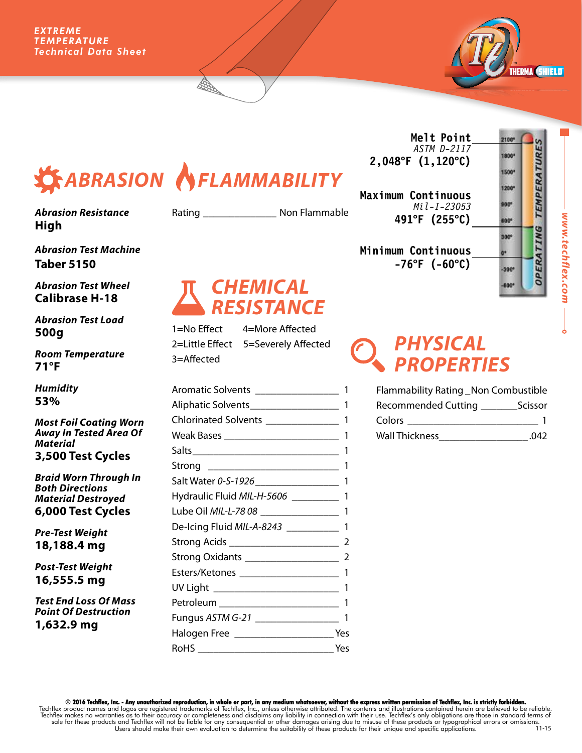*EXTREME TEMPERATURE Technical Data Sheet*

**Melt Point**
*ASTM D-2117*
**2,048°F (1,120°C)**

**Maximum Continuous**
*Mil-I-23053*
**491°F (255°C)**

**Minimum Continuous**
**-76°F (-60°C)**

OPERATING TEMPERATURES
2100°
1800°
1500°
1200°
900°
600°
300°
0°
-300°
-600°

## ABRASION

***Abrasion Resistance***
**High**

***Abrasion Test Machine***
**Taber 5150**

***Abrasion Test Wheel***
**Calibrase H-18**

***Abrasion Test Load***
**500g**

***Room Temperature***
**71°F**

***Humidity***
**53%**

***Most Foil Coating Worn Away In Tested Area Of Material***
**3,500 Test Cycles**

***Braid Worn Through In Both Directions Material Destroyed***
**6,000 Test Cycles**

***Pre-Test Weight***
**18,188.4 mg**

***Post-Test Weight***
**16,555.5 mg**

***Test End Loss Of Mass Point Of Destruction***
**1,632.9 mg**

## FLAMMABILITY

Rating ______________ Non Flammable

## CHEMICAL RESISTANCE

1=No Effect
2=Little Effect
3=Affected
4=More Affected
5=Severely Affected

| | |
|---|---|
| Aromatic Solvents | 1 |
| Aliphatic Solvents | 1 |
| Chlorinated Solvents | 1 |
| Weak Bases | 1 |
| Salts | 1 |
| Strong | 1 |
| Salt Water *0-S-1926* | 1 |
| Hydraulic Fluid *MIL-H-5606* | 1 |
| Lube Oil *MIL-L-78 08* | 1 |
| De-Icing Fluid *MIL-A-8243* | 1 |
| Strong Acids | 2 |
| Strong Oxidants | 2 |
| Esters/Ketones | 1 |
| UV Light | 1 |
| Petroleum | 1 |
| Fungus *ASTM G-21* | 1 |
| Halogen Free | Yes |
| RoHS | Yes |

## PHYSICAL PROPERTIES

| | |
|---|---|
| Flammability Rating | Non Combustible |
| Recommended Cutting | Scissor |
| Colors | 1 |
| Wall Thickness | .042 |

www.techflex.com

**© 2016 Techflex, Inc. - Any unauthorized reproduction, in whole or part, in any medium whatsoever, without the express written permission of Techflex, Inc. is strictly forbidden.**
Techflex product names and logos are registered trademarks of Techflex, Inc., unless otherwise attributed. The contents and illustrations contained herein are believed to be reliable. Techflex makes no warranties as to their accuracy or completeness and disclaims any liability in connection with their use. Techflex's only obligations are those in standard terms of sale for these products and Techflex will not be liable for any consequential or other damages arising due to misuse of these products or typographical errors or omissions. Users should make their own evaluation to determine the suitability of these products for their unique and specific applications.

11-15